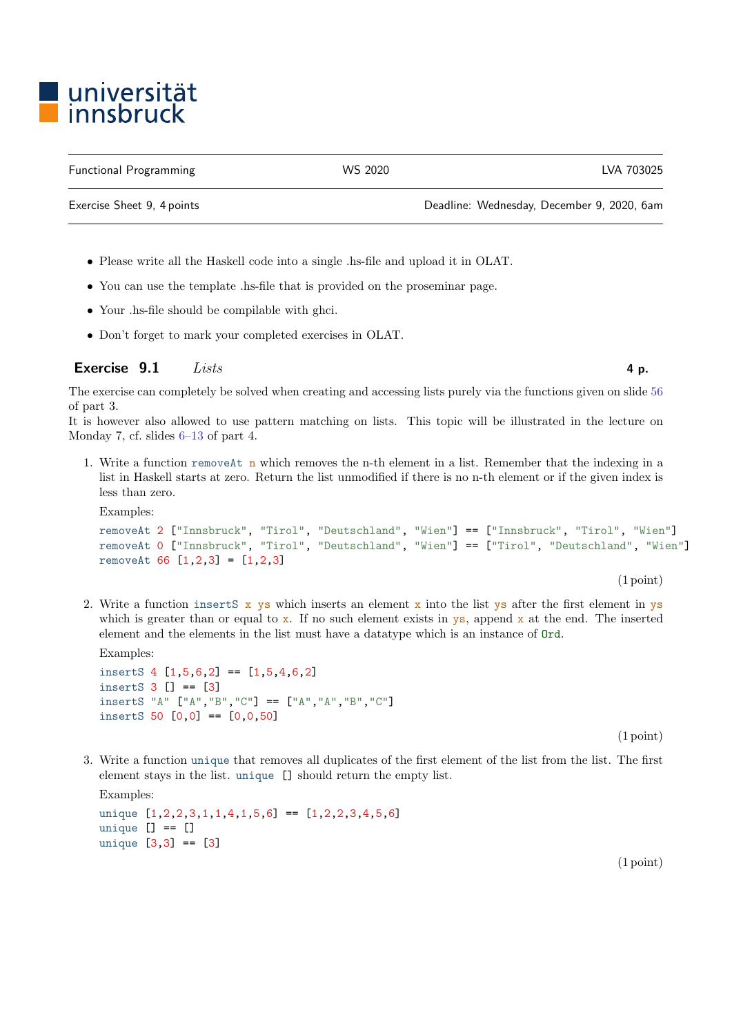universität innsbruck

| Functional Programming | WS 2020 | LVA 703025 |
|---|---|---|
| Exercise Sheet 9, 4 points | | Deadline: Wednesday, December 9, 2020, 6am |

- Please write all the Haskell code into a single .hs-file and upload it in OLAT.
- You can use the template .hs-file that is provided on the proseminar page.
- Your .hs-file should be compilable with ghci.
- Don't forget to mark your completed exercises in OLAT.

## Exercise 9.1 *Lists* — 4 p.

The exercise can completely be solved when creating and accessing lists purely via the functions given on slide 56 of part 3.
It is however also allowed to use pattern matching on lists. This topic will be illustrated in the lecture on Monday 7, cf. slides 6–13 of part 4.

1. Write a function `removeAt n` which removes the n-th element in a list. Remember that the indexing in a list in Haskell starts at zero. Return the list unmodified if there is no n-th element or if the given index is less than zero.

   Examples:

   ```
   removeAt 2 ["Innsbruck", "Tirol", "Deutschland", "Wien"] == ["Innsbruck", "Tirol", "Wien"]
   removeAt 0 ["Innsbruck", "Tirol", "Deutschland", "Wien"] == ["Tirol", "Deutschland", "Wien"]
   removeAt 66 [1,2,3] = [1,2,3]
   ```

   (1 point)

2. Write a function `insertS x ys` which inserts an element `x` into the list `ys` after the first element in `ys` which is greater than or equal to `x`. If no such element exists in `ys`, append `x` at the end. The inserted element and the elements in the list must have a datatype which is an instance of `Ord`.

   Examples:

   ```
   insertS 4 [1,5,6,2] == [1,5,4,6,2]
   insertS 3 [] == [3]
   insertS "A" ["A","B","C"] == ["A","A","B","C"]
   insertS 50 [0,0] == [0,0,50]
   ```

   (1 point)

3. Write a function `unique` that removes all duplicates of the first element of the list from the list. The first element stays in the list. `unique []` should return the empty list.

   Examples:

   ```
   unique [1,2,2,3,1,1,4,1,5,6] == [1,2,2,3,4,5,6]
   unique [] == []
   unique [3,3] == [3]
   ```

   (1 point)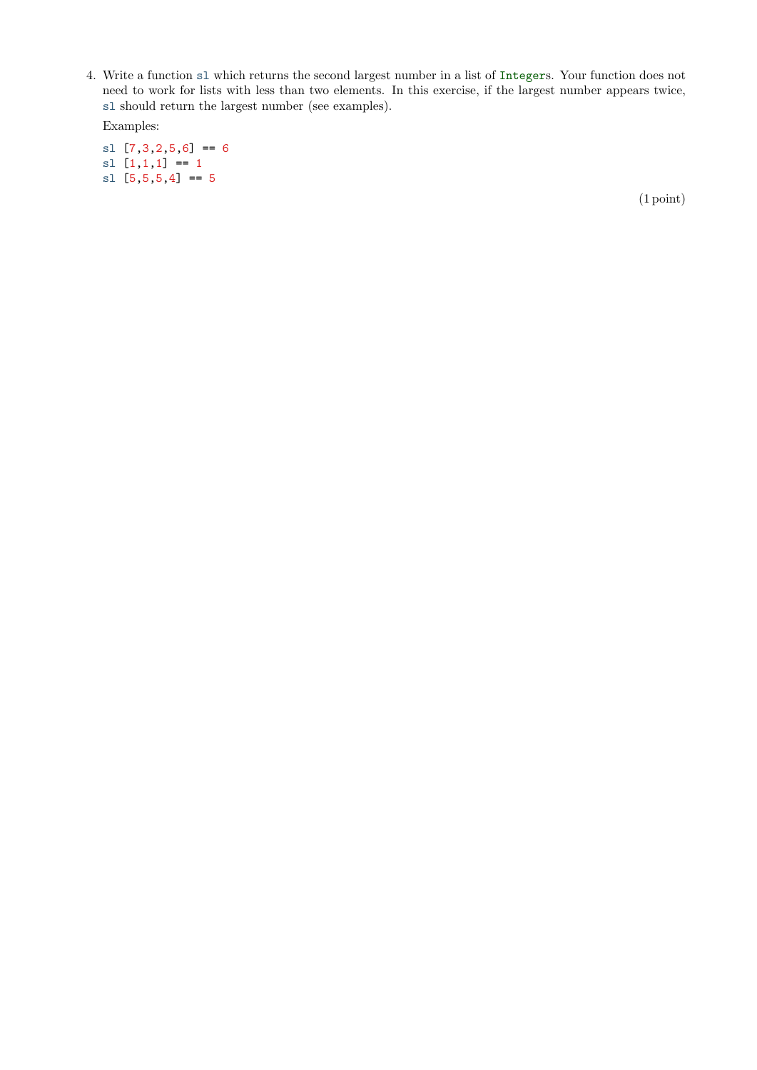4. Write a function `sl` which returns the second largest number in a list of `Integer`s. Your function does not need to work for lists with less than two elements. In this exercise, if the largest number appears twice, `sl` should return the largest number (see examples).

   Examples:

   ```
   sl [7,3,2,5,6] == 6
   sl [1,1,1] == 1
   sl [5,5,5,4] == 5
   ```

   (1 point)